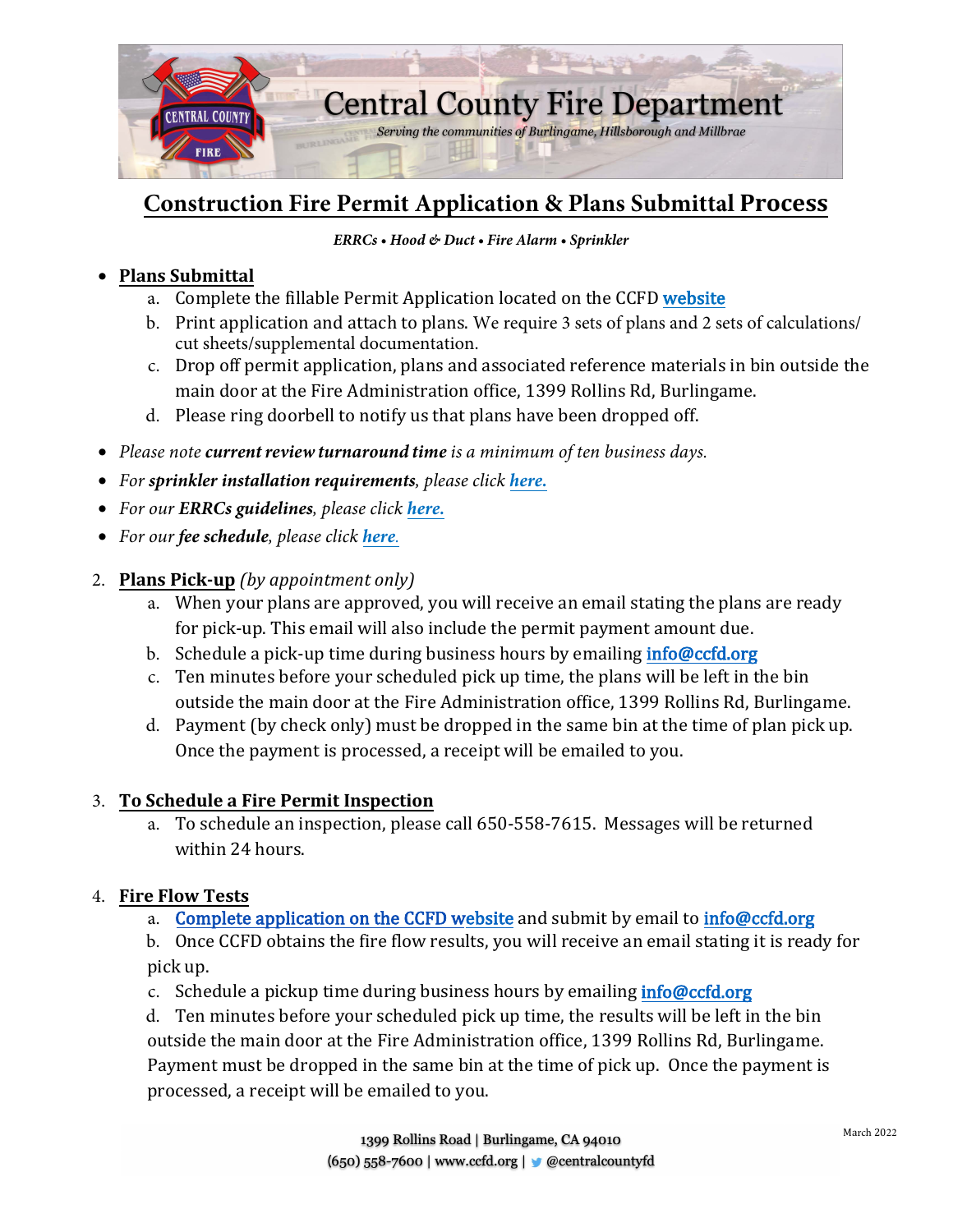# Central County Fire Department

*Serving the communities of Burlingame, Hillsborough and Millbrae*

## Construction Fire Permit Application & Plans Submittal Process

***ERRCs • Hood & Duct • Fire Alarm • Sprinkler***

- **Plans Submittal**
  a. Complete the fillable Permit Application located on the CCFD **website**
  b. Print application and attach to plans. We require 3 sets of plans and 2 sets of calculations/cut sheets/supplemental documentation.
  c. Drop off permit application, plans and associated reference materials in bin outside the main door at the Fire Administration office, 1399 Rollins Rd, Burlingame.
  d. Please ring doorbell to notify us that plans have been dropped off.

- *Please note **current review turnaround time** is a minimum of ten business days.*
- *For **sprinkler installation requirements**, please click **here.***
- *For our **ERRCs guidelines**, please click **here.***
- *For our **fee schedule**, please click **here.***

2. **Plans Pick-up** *(by appointment only)*
   a. When your plans are approved, you will receive an email stating the plans are ready for pick-up. This email will also include the permit payment amount due.
   b. Schedule a pick-up time during business hours by emailing info@ccfd.org
   c. Ten minutes before your scheduled pick up time, the plans will be left in the bin outside the main door at the Fire Administration office, 1399 Rollins Rd, Burlingame.
   d. Payment (by check only) must be dropped in the same bin at the time of plan pick up. Once the payment is processed, a receipt will be emailed to you.

3. **To Schedule a Fire Permit Inspection**
   a. To schedule an inspection, please call 650-558-7615. Messages will be returned within 24 hours.

4. **Fire Flow Tests**
   a. Complete application on the CCFD website and submit by email to info@ccfd.org
   b. Once CCFD obtains the fire flow results, you will receive an email stating it is ready for pick up.
   c. Schedule a pickup time during business hours by emailing info@ccfd.org
   d. Ten minutes before your scheduled pick up time, the results will be left in the bin outside the main door at the Fire Administration office, 1399 Rollins Rd, Burlingame. Payment must be dropped in the same bin at the time of pick up. Once the payment is processed, a receipt will be emailed to you.

1399 Rollins Road | Burlingame, CA 94010
(650) 558-7600 | www.ccfd.org | @centralcountyfd

March 2022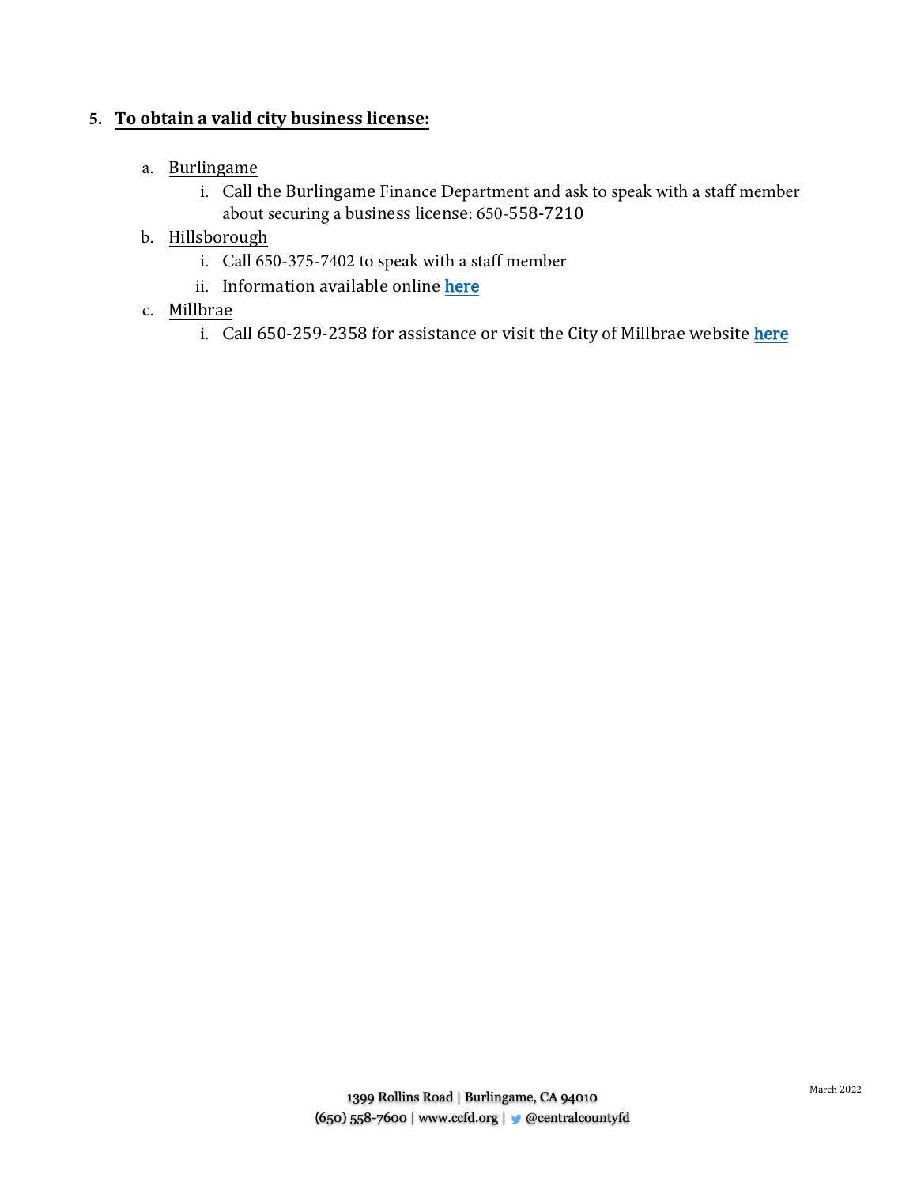5. **To obtain a valid city business license:**

    a. Burlingame
        i. Call the Burlingame Finance Department and ask to speak with a staff member about securing a business license: 650-558-7210

    b. Hillsborough
        i. Call 650-375-7402 to speak with a staff member
        ii. Information available online **here**

    c. Millbrae
        i. Call 650-259-2358 for assistance or visit the City of Millbrae website **here**